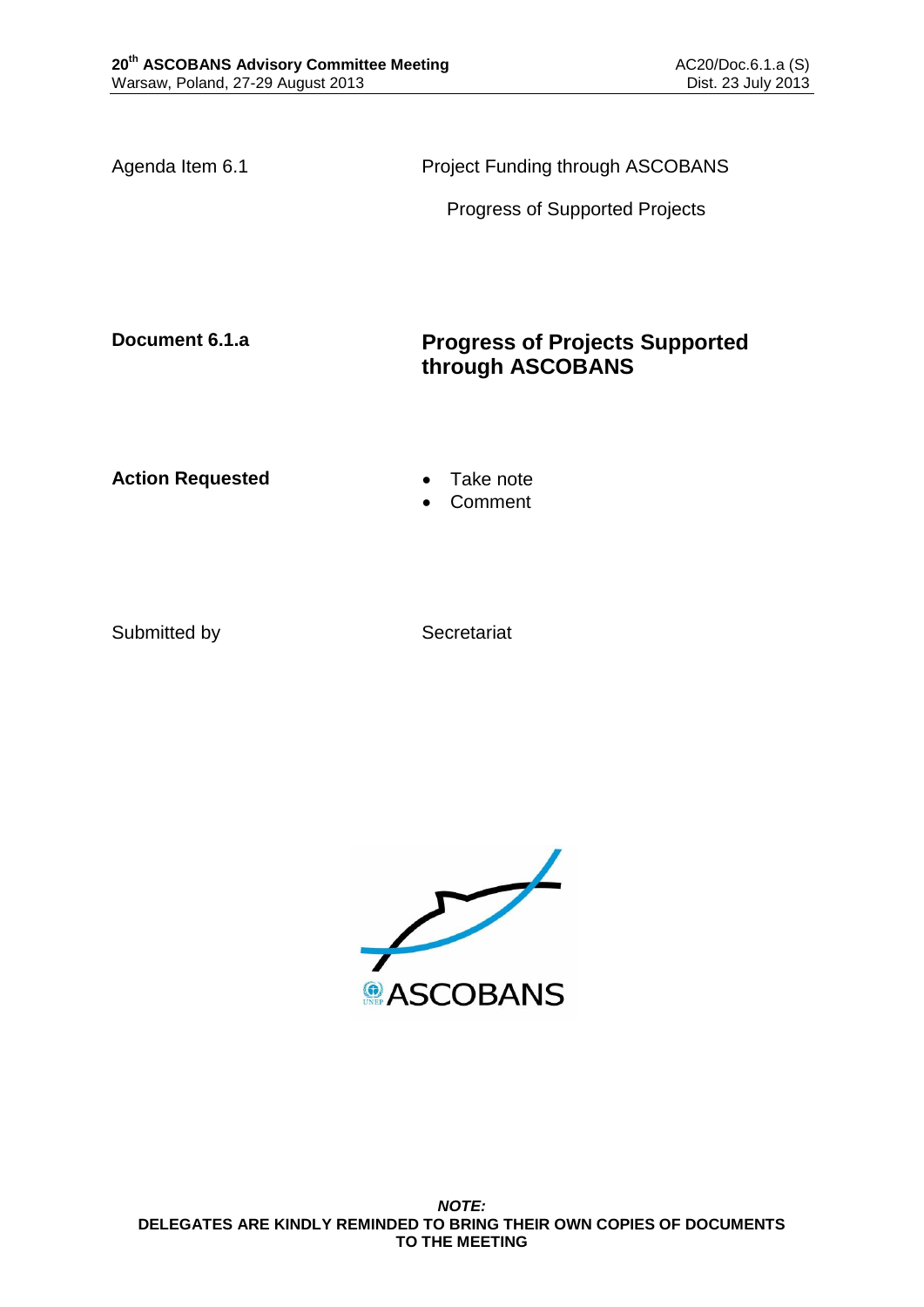Agenda Item 6.1 — Project Funding through ASCOBANS

Progress of Supported Projects

**Document 6.1.a** — **Progress of Projects Supported through ASCOBANS**

**Action Requested**

- Take note
- Comment

Submitted by — Secretariat

***NOTE:***
**DELEGATES ARE KINDLY REMINDED TO BRING THEIR OWN COPIES OF DOCUMENTS TO THE MEETING**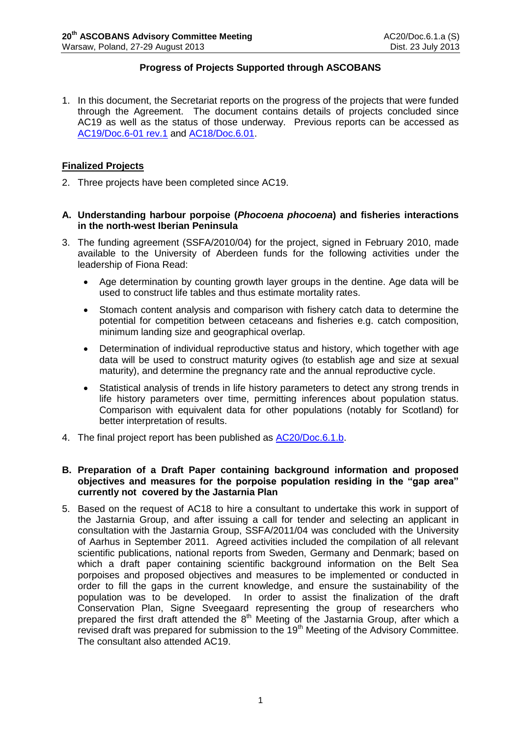## Progress of Projects Supported through ASCOBANS

1. In this document, the Secretariat reports on the progress of the projects that were funded through the Agreement. The document contains details of projects concluded since AC19 as well as the status of those underway. Previous reports can be accessed as [AC19/Doc.6-01 rev.1] and [AC18/Doc.6.01].

### Finalized Projects

2. Three projects have been completed since AC19.

#### A. Understanding harbour porpoise (*Phocoena phocoena*) and fisheries interactions in the north-west Iberian Peninsula

3. The funding agreement (SSFA/2010/04) for the project, signed in February 2010, made available to the University of Aberdeen funds for the following activities under the leadership of Fiona Read:

   - Age determination by counting growth layer groups in the dentine. Age data will be used to construct life tables and thus estimate mortality rates.
   - Stomach content analysis and comparison with fishery catch data to determine the potential for competition between cetaceans and fisheries e.g. catch composition, minimum landing size and geographical overlap.
   - Determination of individual reproductive status and history, which together with age data will be used to construct maturity ogives (to establish age and size at sexual maturity), and determine the pregnancy rate and the annual reproductive cycle.
   - Statistical analysis of trends in life history parameters to detect any strong trends in life history parameters over time, permitting inferences about population status. Comparison with equivalent data for other populations (notably for Scotland) for better interpretation of results.

4. The final project report has been published as [AC20/Doc.6.1.b].

#### B. Preparation of a Draft Paper containing background information and proposed objectives and measures for the porpoise population residing in the "gap area" currently not covered by the Jastarnia Plan

5. Based on the request of AC18 to hire a consultant to undertake this work in support of the Jastarnia Group, and after issuing a call for tender and selecting an applicant in consultation with the Jastarnia Group, SSFA/2011/04 was concluded with the University of Aarhus in September 2011. Agreed activities included the compilation of all relevant scientific publications, national reports from Sweden, Germany and Denmark; based on which a draft paper containing scientific background information on the Belt Sea porpoises and proposed objectives and measures to be implemented or conducted in order to fill the gaps in the current knowledge, and ensure the sustainability of the population was to be developed. In order to assist the finalization of the draft Conservation Plan, Signe Sveegaard representing the group of researchers who prepared the first draft attended the 8th Meeting of the Jastarnia Group, after which a revised draft was prepared for submission to the 19th Meeting of the Advisory Committee. The consultant also attended AC19.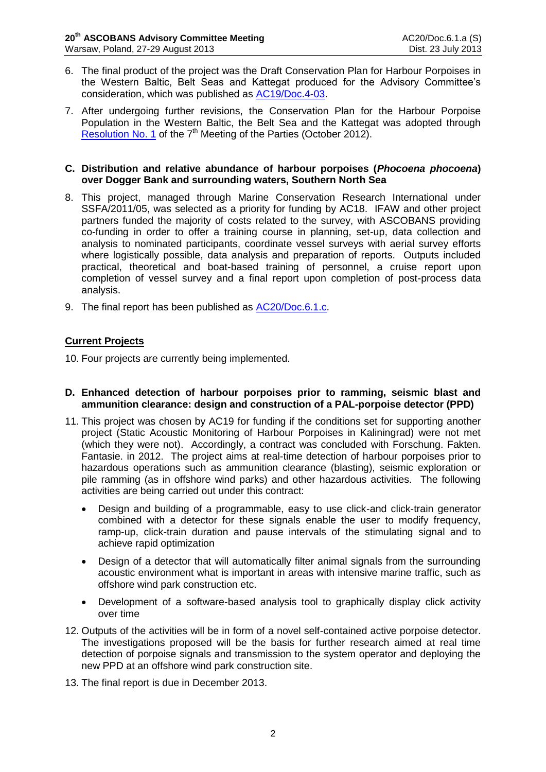6. The final product of the project was the Draft Conservation Plan for Harbour Porpoises in the Western Baltic, Belt Seas and Kattegat produced for the Advisory Committee's consideration, which was published as AC19/Doc.4-03.

7. After undergoing further revisions, the Conservation Plan for the Harbour Porpoise Population in the Western Baltic, the Belt Sea and the Kattegat was adopted through Resolution No. 1 of the 7th Meeting of the Parties (October 2012).

**C. Distribution and relative abundance of harbour porpoises (*Phocoena phocoena*) over Dogger Bank and surrounding waters, Southern North Sea**

8. This project, managed through Marine Conservation Research International under SSFA/2011/05, was selected as a priority for funding by AC18. IFAW and other project partners funded the majority of costs related to the survey, with ASCOBANS providing co-funding in order to offer a training course in planning, set-up, data collection and analysis to nominated participants, coordinate vessel surveys with aerial survey efforts where logistically possible, data analysis and preparation of reports. Outputs included practical, theoretical and boat-based training of personnel, a cruise report upon completion of vessel survey and a final report upon completion of post-process data analysis.

9. The final report has been published as AC20/Doc.6.1.c.

## Current Projects

10. Four projects are currently being implemented.

**D. Enhanced detection of harbour porpoises prior to ramming, seismic blast and ammunition clearance: design and construction of a PAL-porpoise detector (PPD)**

11. This project was chosen by AC19 for funding if the conditions set for supporting another project (Static Acoustic Monitoring of Harbour Porpoises in Kaliningrad) were not met (which they were not). Accordingly, a contract was concluded with Forschung. Fakten. Fantasie. in 2012. The project aims at real-time detection of harbour porpoises prior to hazardous operations such as ammunition clearance (blasting), seismic exploration or pile ramming (as in offshore wind parks) and other hazardous activities. The following activities are being carried out under this contract:

    - Design and building of a programmable, easy to use click-and click-train generator combined with a detector for these signals enable the user to modify frequency, ramp-up, click-train duration and pause intervals of the stimulating signal and to achieve rapid optimization
    - Design of a detector that will automatically filter animal signals from the surrounding acoustic environment what is important in areas with intensive marine traffic, such as offshore wind park construction etc.
    - Development of a software-based analysis tool to graphically display click activity over time

12. Outputs of the activities will be in form of a novel self-contained active porpoise detector. The investigations proposed will be the basis for further research aimed at real time detection of porpoise signals and transmission to the system operator and deploying the new PPD at an offshore wind park construction site.

13. The final report is due in December 2013.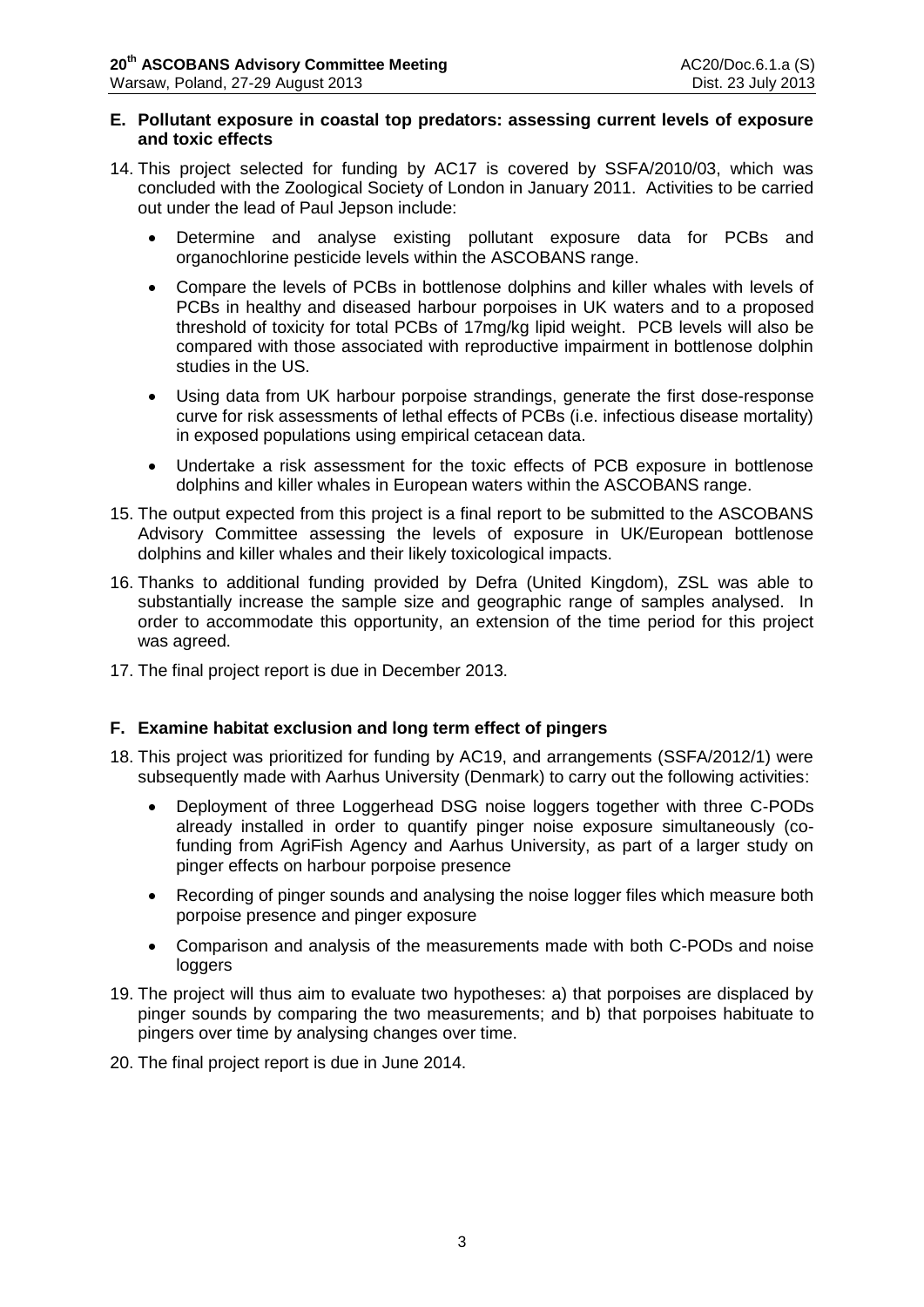## E. Pollutant exposure in coastal top predators: assessing current levels of exposure and toxic effects

14. This project selected for funding by AC17 is covered by SSFA/2010/03, which was concluded with the Zoological Society of London in January 2011. Activities to be carried out under the lead of Paul Jepson include:

    - Determine and analyse existing pollutant exposure data for PCBs and organochlorine pesticide levels within the ASCOBANS range.
    - Compare the levels of PCBs in bottlenose dolphins and killer whales with levels of PCBs in healthy and diseased harbour porpoises in UK waters and to a proposed threshold of toxicity for total PCBs of 17mg/kg lipid weight. PCB levels will also be compared with those associated with reproductive impairment in bottlenose dolphin studies in the US.
    - Using data from UK harbour porpoise strandings, generate the first dose-response curve for risk assessments of lethal effects of PCBs (i.e. infectious disease mortality) in exposed populations using empirical cetacean data.
    - Undertake a risk assessment for the toxic effects of PCB exposure in bottlenose dolphins and killer whales in European waters within the ASCOBANS range.

15. The output expected from this project is a final report to be submitted to the ASCOBANS Advisory Committee assessing the levels of exposure in UK/European bottlenose dolphins and killer whales and their likely toxicological impacts.

16. Thanks to additional funding provided by Defra (United Kingdom), ZSL was able to substantially increase the sample size and geographic range of samples analysed. In order to accommodate this opportunity, an extension of the time period for this project was agreed.

17. The final project report is due in December 2013.

## F. Examine habitat exclusion and long term effect of pingers

18. This project was prioritized for funding by AC19, and arrangements (SSFA/2012/1) were subsequently made with Aarhus University (Denmark) to carry out the following activities:

    - Deployment of three Loggerhead DSG noise loggers together with three C-PODs already installed in order to quantify pinger noise exposure simultaneously (co-funding from AgriFish Agency and Aarhus University, as part of a larger study on pinger effects on harbour porpoise presence
    - Recording of pinger sounds and analysing the noise logger files which measure both porpoise presence and pinger exposure
    - Comparison and analysis of the measurements made with both C-PODs and noise loggers

19. The project will thus aim to evaluate two hypotheses: a) that porpoises are displaced by pinger sounds by comparing the two measurements; and b) that porpoises habituate to pingers over time by analysing changes over time.

20. The final project report is due in June 2014.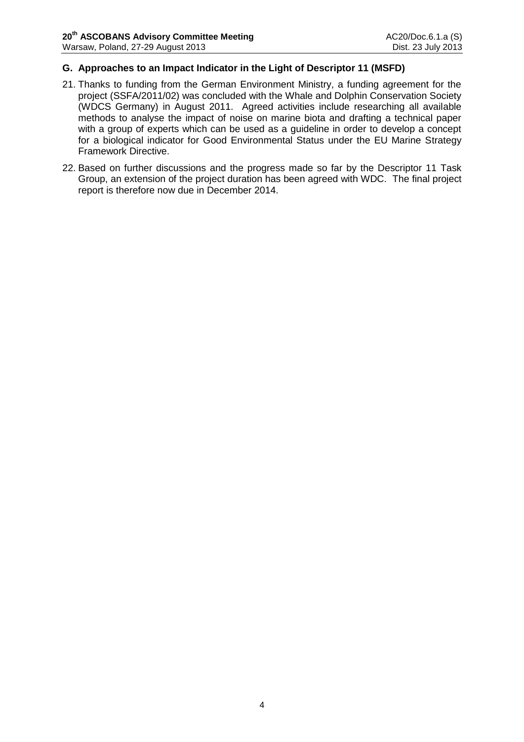## G. Approaches to an Impact Indicator in the Light of Descriptor 11 (MSFD)

21. Thanks to funding from the German Environment Ministry, a funding agreement for the project (SSFA/2011/02) was concluded with the Whale and Dolphin Conservation Society (WDCS Germany) in August 2011. Agreed activities include researching all available methods to analyse the impact of noise on marine biota and drafting a technical paper with a group of experts which can be used as a guideline in order to develop a concept for a biological indicator for Good Environmental Status under the EU Marine Strategy Framework Directive.

22. Based on further discussions and the progress made so far by the Descriptor 11 Task Group, an extension of the project duration has been agreed with WDC. The final project report is therefore now due in December 2014.